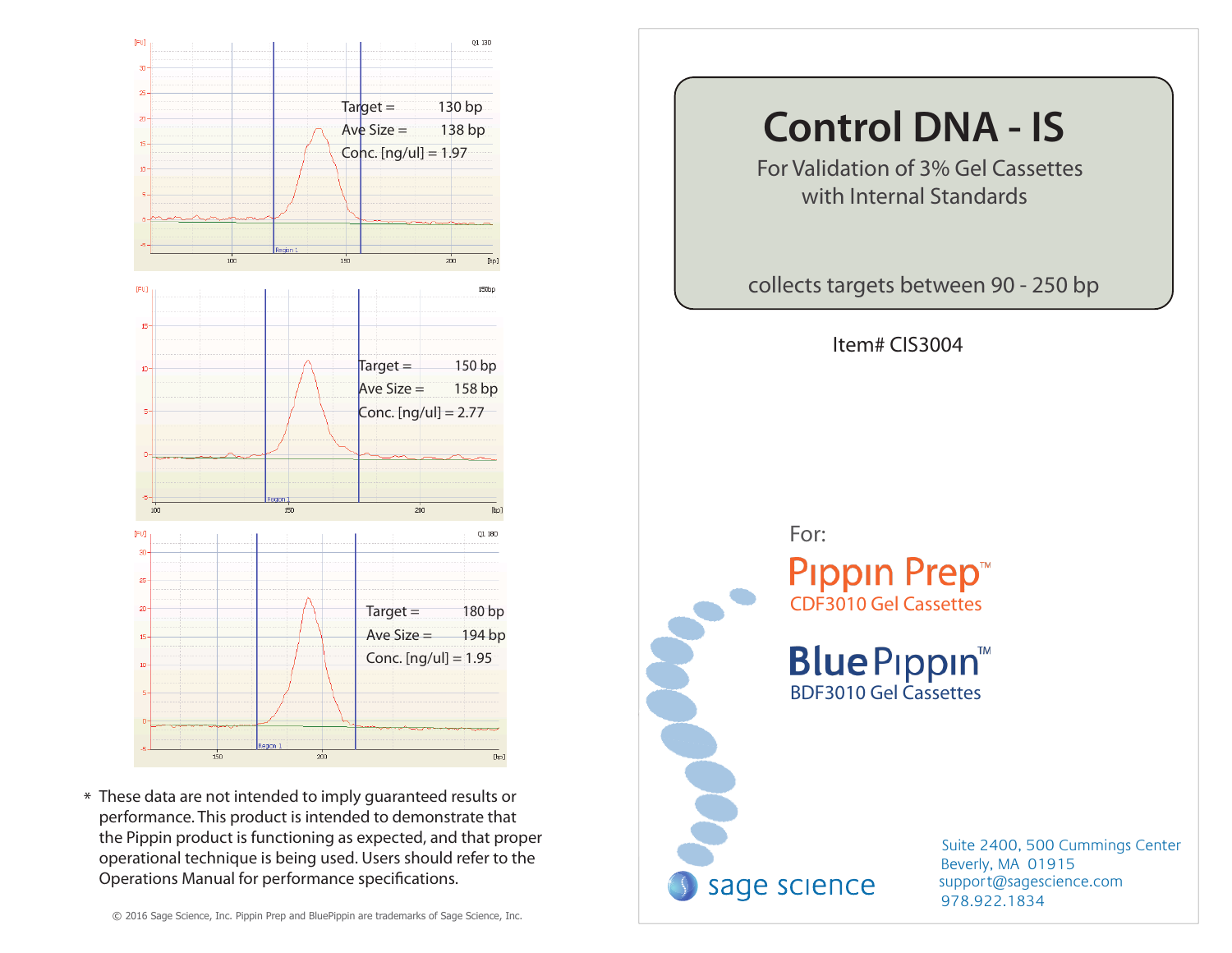Target = 130 bp
Ave Size = 138 bp
Conc. [ng/ul] = 1.97

Target = 150 bp
Ave Size = 158 bp
Conc. [ng/ul] = 2.77

Target = 180 bp
Ave Size = 194 bp
Conc. [ng/ul] = 1.95

* These data are not intended to imply guaranteed results or performance. This product is intended to demonstrate that the Pippin product is functioning as expected, and that proper operational technique is being used. Users should refer to the Operations Manual for performance specifications.

© 2016 Sage Science, Inc. Pippin Prep and BluePippin are trademarks of Sage Science, Inc.

# Control DNA - IS

For Validation of 3% Gel Cassettes with Internal Standards

collects targets between 90 - 250 bp

Item# CIS3004

For:

**Pippin Prep™**
CDF3010 Gel Cassettes

**BluePippin™**
BDF3010 Gel Cassettes

sage science

Suite 2400, 500 Cummings Center
Beverly, MA 01915
support@sagescience.com
978.922.1834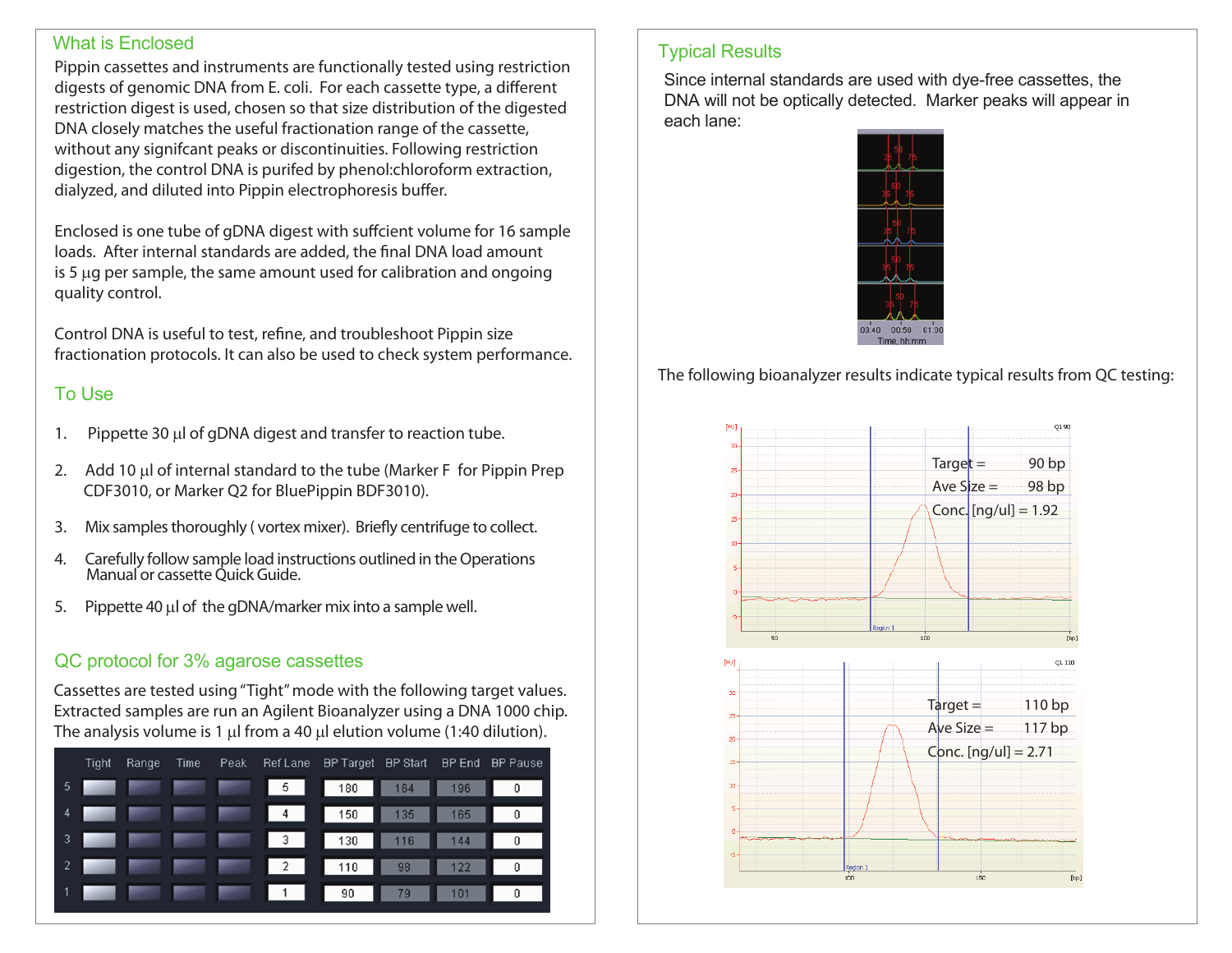## What is Enclosed

Pippin cassettes and instruments are functionally tested using restriction digests of genomic DNA from E. coli. For each cassette type, a different restriction digest is used, chosen so that size distribution of the digested DNA closely matches the useful fractionation range of the cassette, without any signifcant peaks or discontinuities. Following restriction digestion, the control DNA is purifed by phenol:chloroform extraction, dialyzed, and diluted into Pippin electrophoresis buffer.

Enclosed is one tube of gDNA digest with suffcient volume for 16 sample loads. After internal standards are added, the final DNA load amount is 5 µg per sample, the same amount used for calibration and ongoing quality control.

Control DNA is useful to test, refine, and troubleshoot Pippin size fractionation protocols. It can also be used to check system performance.

## To Use

1. Pippette 30 µl of gDNA digest and transfer to reaction tube.
2. Add 10 µl of internal standard to the tube (Marker F for Pippin Prep CDF3010, or Marker Q2 for BluePippin BDF3010).
3. Mix samples thoroughly ( vortex mixer). Briefly centrifuge to collect.
4. Carefully follow sample load instructions outlined in the Operations Manual or cassette Quick Guide.
5. Pippette 40 µl of the gDNA/marker mix into a sample well.

## QC protocol for 3% agarose cassettes

Cassettes are tested using "Tight" mode with the following target values. Extracted samples are run an Agilent Bioanalyzer using a DNA 1000 chip. The analysis volume is 1 µl from a 40 µl elution volume (1:40 dilution).

| | Tight | Range | Time | Peak | Ref Lane | BP Target | BP Start | BP End | BP Pause |
|---|---|---|---|---|---|---|---|---|---|
| 5 | | | | | 5 | 180 | 164 | 196 | 0 |
| 4 | | | | | 4 | 150 | 135 | 165 | 0 |
| 3 | | | | | 3 | 130 | 116 | 144 | 0 |
| 2 | | | | | 2 | 110 | 98 | 122 | 0 |
| 1 | | | | | 1 | 90 | 79 | 101 | 0 |

## Typical Results

Since internal standards are used with dye-free cassettes, the DNA will not be optically detected. Marker peaks will appear in each lane:

35 50 75

00:40 00:50 01:00

Time, hh:mm

The following bioanalyzer results indicate typical results from QC testing:

Target = 90 bp

Ave Size = 98 bp

Conc. [ng/ul] = 1.92

Target = 110 bp

Ave Size = 117 bp

Conc. [ng/ul] = 2.71